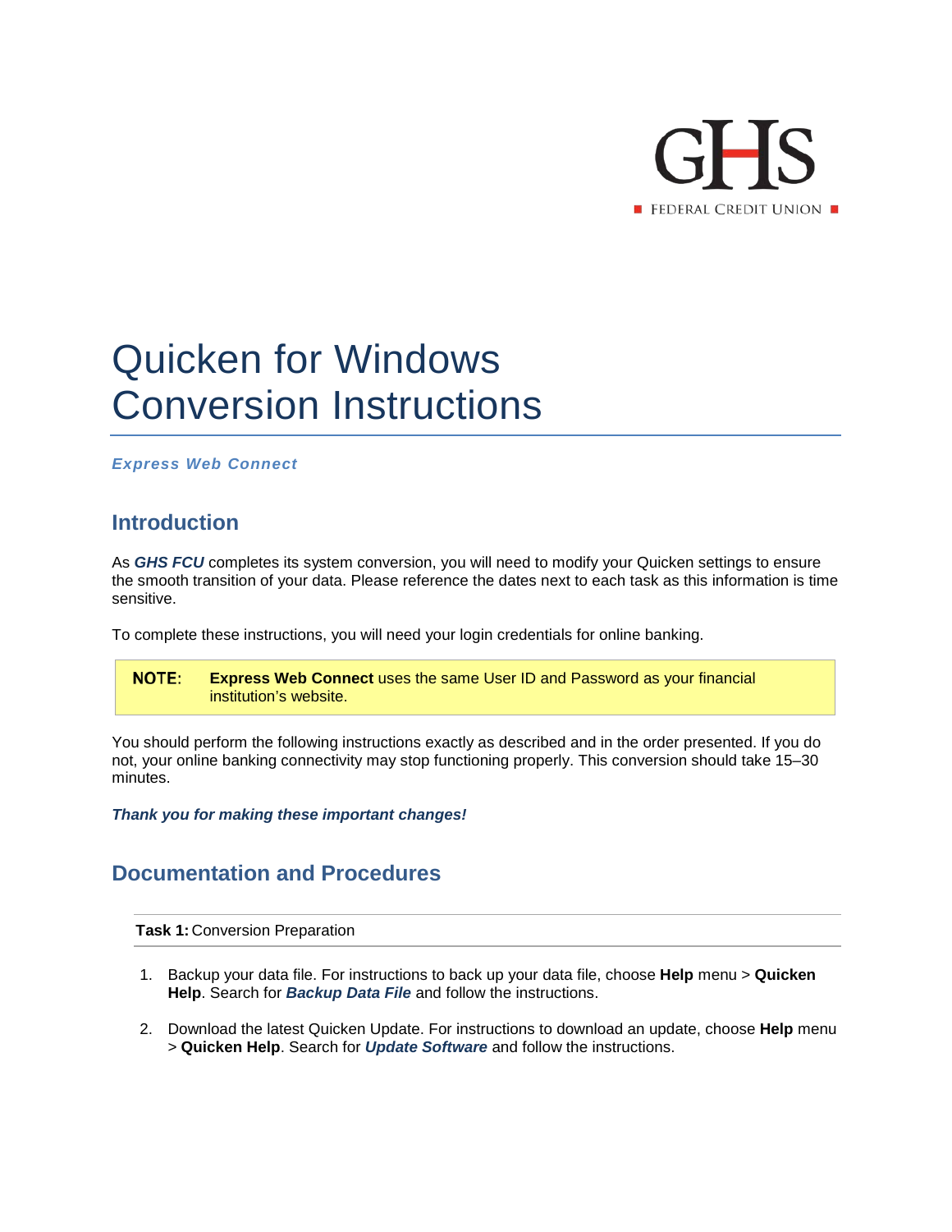GHS

FEDERAL CREDIT UNION

# Quicken for Windows Conversion Instructions

***Express Web Connect***

## Introduction

As ***GHS FCU*** completes its system conversion, you will need to modify your Quicken settings to ensure the smooth transition of your data. Please reference the dates next to each task as this information is time sensitive.

To complete these instructions, you will need your login credentials for online banking.

> **NOTE:** **Express Web Connect** uses the same User ID and Password as your financial institution's website.

You should perform the following instructions exactly as described and in the order presented. If you do not, your online banking connectivity may stop functioning properly. This conversion should take 15–30 minutes.

***Thank you for making these important changes!***

## Documentation and Procedures

**Task 1:** Conversion Preparation

1. Backup your data file. For instructions to back up your data file, choose **Help** menu > **Quicken Help**. Search for ***Backup Data File*** and follow the instructions.

2. Download the latest Quicken Update. For instructions to download an update, choose **Help** menu > **Quicken Help**. Search for ***Update Software*** and follow the instructions.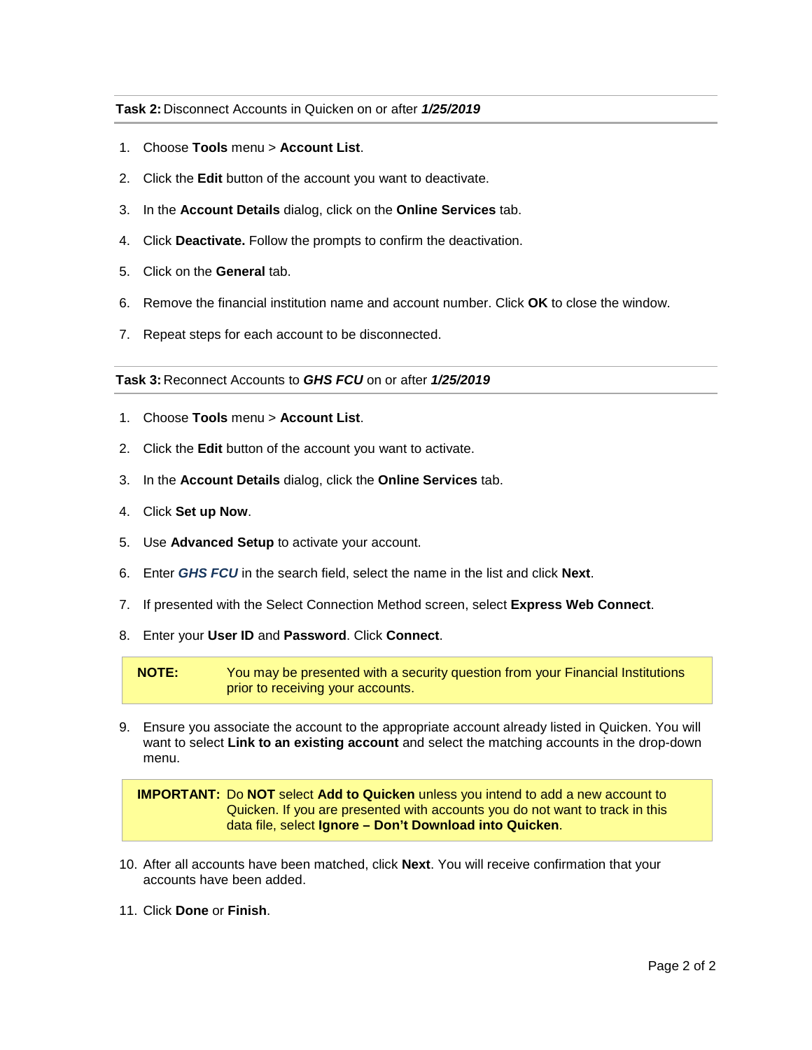**Task 2:** Disconnect Accounts in Quicken on or after ***1/25/2019***

1. Choose **Tools** menu > **Account List**.
2. Click the **Edit** button of the account you want to deactivate.
3. In the **Account Details** dialog, click on the **Online Services** tab.
4. Click **Deactivate.** Follow the prompts to confirm the deactivation.
5. Click on the **General** tab.
6. Remove the financial institution name and account number. Click **OK** to close the window.
7. Repeat steps for each account to be disconnected.

**Task 3:** Reconnect Accounts to ***GHS FCU*** on or after ***1/25/2019***

1. Choose **Tools** menu > **Account List**.
2. Click the **Edit** button of the account you want to activate.
3. In the **Account Details** dialog, click the **Online Services** tab.
4. Click **Set up Now**.
5. Use **Advanced Setup** to activate your account.
6. Enter ***GHS FCU*** in the search field, select the name in the list and click **Next**.
7. If presented with the Select Connection Method screen, select **Express Web Connect**.
8. Enter your **User ID** and **Password**. Click **Connect**.

> **NOTE:** You may be presented with a security question from your Financial Institutions prior to receiving your accounts.

9. Ensure you associate the account to the appropriate account already listed in Quicken. You will want to select **Link to an existing account** and select the matching accounts in the drop-down menu.

> **IMPORTANT:** Do **NOT** select **Add to Quicken** unless you intend to add a new account to Quicken. If you are presented with accounts you do not want to track in this data file, select **Ignore – Don't Download into Quicken**.

10. After all accounts have been matched, click **Next**. You will receive confirmation that your accounts have been added.
11. Click **Done** or **Finish**.